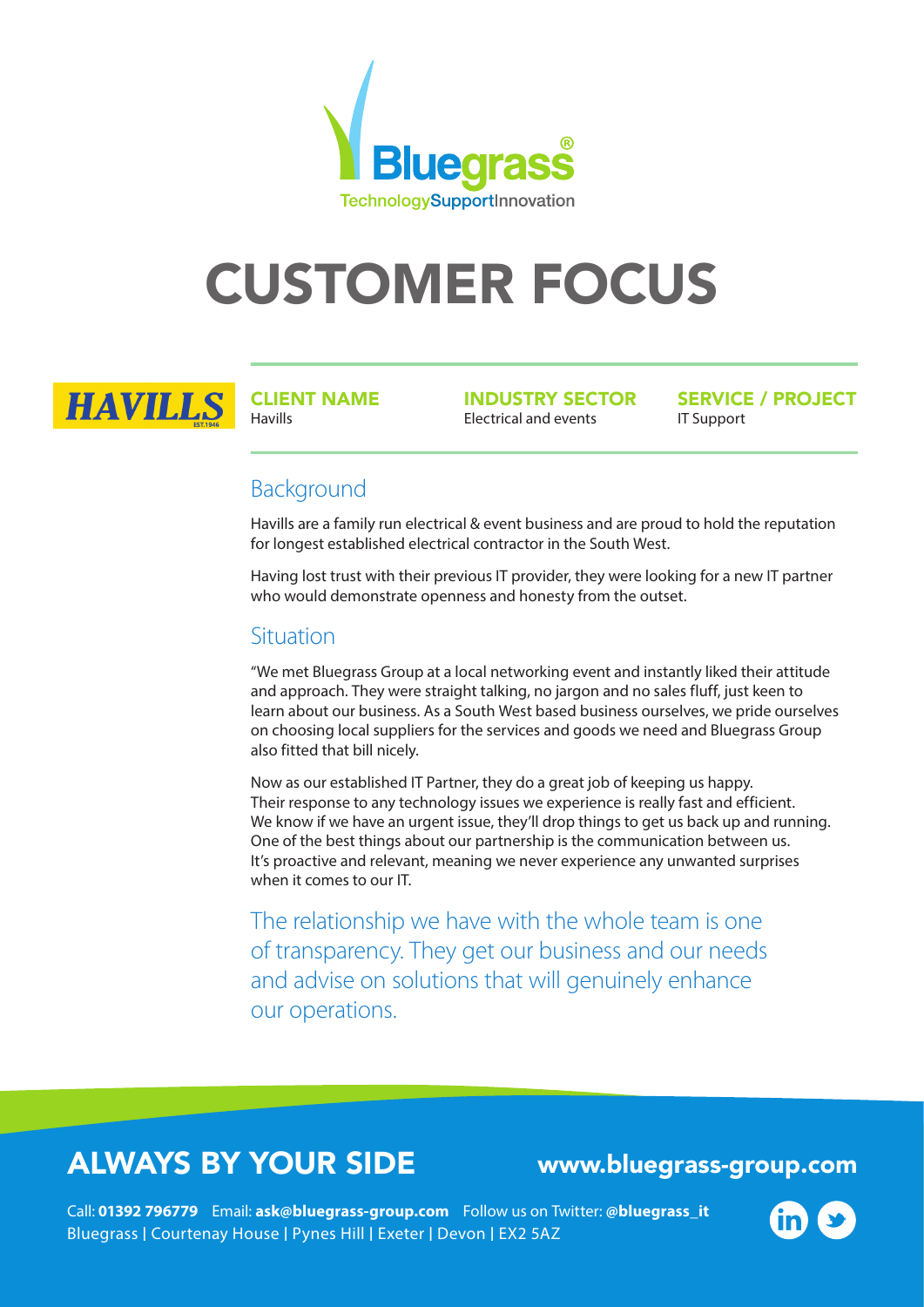Bluegrass®

TechnologySupportInnovation

# CUSTOMER FOCUS

HAVILLS EST.1946

| CLIENT NAME | INDUSTRY SECTOR | SERVICE / PROJECT |
| --- | --- | --- |
| Havills | Electrical and events | IT Support |

## Background

Havills are a family run electrical & event business and are proud to hold the reputation for longest established electrical contractor in the South West.

Having lost trust with their previous IT provider, they were looking for a new IT partner who would demonstrate openness and honesty from the outset.

## Situation

"We met Bluegrass Group at a local networking event and instantly liked their attitude and approach. They were straight talking, no jargon and no sales fluff, just keen to learn about our business. As a South West based business ourselves, we pride ourselves on choosing local suppliers for the services and goods we need and Bluegrass Group also fitted that bill nicely.

Now as our established IT Partner, they do a great job of keeping us happy. Their response to any technology issues we experience is really fast and efficient. We know if we have an urgent issue, they'll drop things to get us back up and running. One of the best things about our partnership is the communication between us. It's proactive and relevant, meaning we never experience any unwanted surprises when it comes to our IT.

The relationship we have with the whole team is one of transparency. They get our business and our needs and advise on solutions that will genuinely enhance our operations.

## ALWAYS BY YOUR SIDE

www.bluegrass-group.com

Call: **01392 796779** Email: **ask@bluegrass-group.com** Follow us on Twitter: @**bluegrass_it**
Bluegrass | Courtenay House | Pynes Hill | Exeter | Devon | EX2 5AZ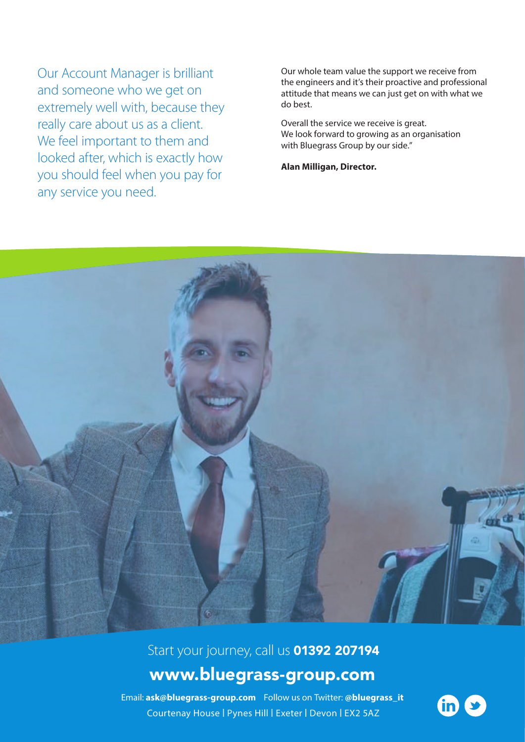Our Account Manager is brilliant and someone who we get on extremely well with, because they really care about us as a client. We feel important to them and looked after, which is exactly how you should feel when you pay for any service you need.

Our whole team value the support we receive from the engineers and it's their proactive and professional attitude that means we can just get on with what we do best.

Overall the service we receive is great.
We look forward to growing as an organisation with Bluegrass Group by our side."

**Alan Milligan, Director.**

Start your journey, call us **01392 207194**

**www.bluegrass-group.com**

Email: **ask@bluegrass-group.com** Follow us on Twitter: **@bluegrass_it**

Courtenay House | Pynes Hill | Exeter | Devon | EX2 5AZ